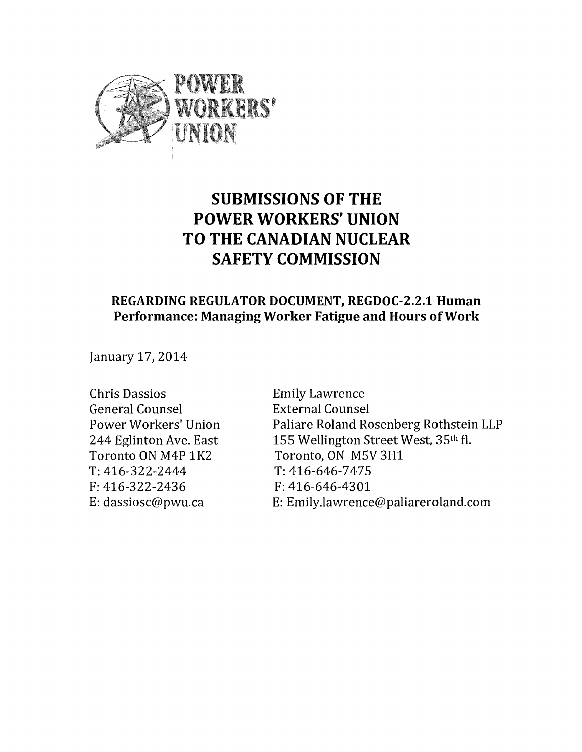POWER WORKERS' UNION

# SUBMISSIONS OF THE POWER WORKERS' UNION TO THE CANADIAN NUCLEAR SAFETY COMMISSION

## REGARDING REGULATOR DOCUMENT, REGDOC-2.2.1 Human Performance: Managing Worker Fatigue and Hours of Work

January 17, 2014

Chris Dassios
General Counsel
Power Workers' Union
244 Eglinton Ave. East
Toronto ON M4P 1K2
T: 416-322-2444
F: 416-322-2436
E: dassiosc@pwu.ca

Emily Lawrence
External Counsel
Paliare Roland Rosenberg Rothstein LLP
155 Wellington Street West, 35th fl.
Toronto, ON M5V 3H1
T: 416-646-7475
F: 416-646-4301
E: Emily.lawrence@paliareroland.com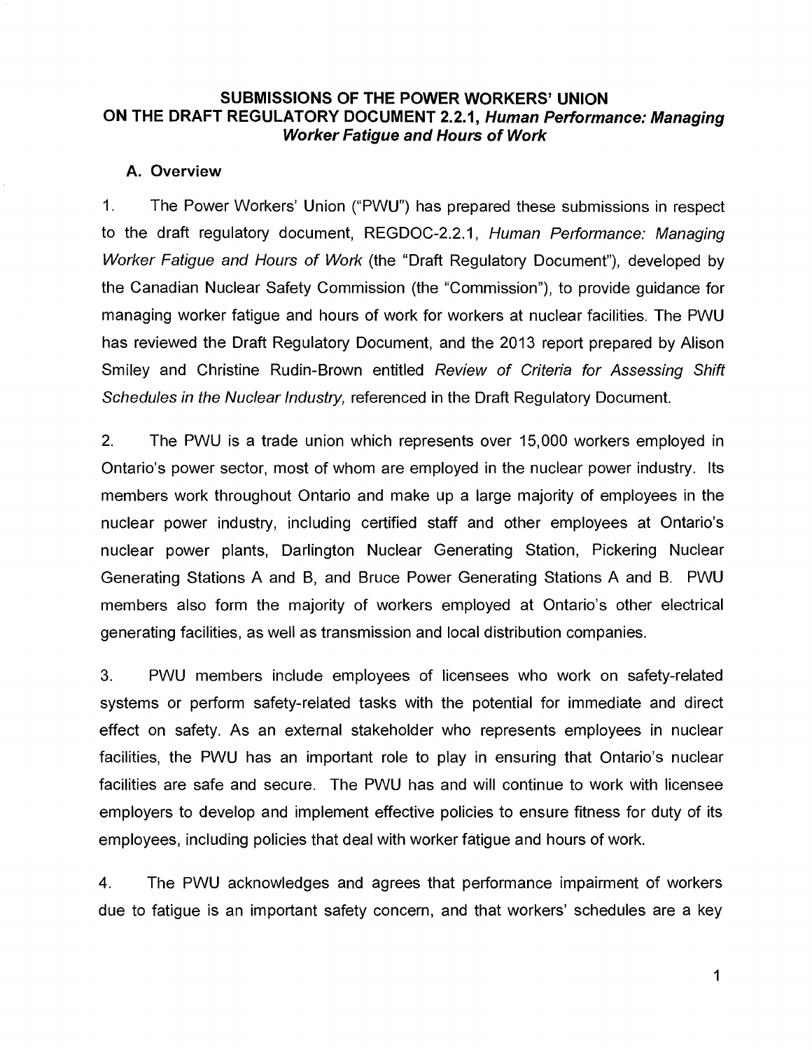## SUBMISSIONS OF THE POWER WORKERS' UNION ON THE DRAFT REGULATORY DOCUMENT 2.2.1, *Human Performance: Managing Worker Fatigue and Hours of Work*

### A. Overview

1. The Power Workers' Union ("PWU") has prepared these submissions in respect to the draft regulatory document, REGDOC-2.2.1, *Human Performance: Managing Worker Fatigue and Hours of Work* (the "Draft Regulatory Document"), developed by the Canadian Nuclear Safety Commission (the "Commission"), to provide guidance for managing worker fatigue and hours of work for workers at nuclear facilities. The PWU has reviewed the Draft Regulatory Document, and the 2013 report prepared by Alison Smiley and Christine Rudin-Brown entitled *Review of Criteria for Assessing Shift Schedules in the Nuclear Industry,* referenced in the Draft Regulatory Document.

2. The PWU is a trade union which represents over 15,000 workers employed in Ontario's power sector, most of whom are employed in the nuclear power industry. Its members work throughout Ontario and make up a large majority of employees in the nuclear power industry, including certified staff and other employees at Ontario's nuclear power plants, Darlington Nuclear Generating Station, Pickering Nuclear Generating Stations A and B, and Bruce Power Generating Stations A and B. PWU members also form the majority of workers employed at Ontario's other electrical generating facilities, as well as transmission and local distribution companies.

3. PWU members include employees of licensees who work on safety-related systems or perform safety-related tasks with the potential for immediate and direct effect on safety. As an external stakeholder who represents employees in nuclear facilities, the PWU has an important role to play in ensuring that Ontario's nuclear facilities are safe and secure. The PWU has and will continue to work with licensee employers to develop and implement effective policies to ensure fitness for duty of its employees, including policies that deal with worker fatigue and hours of work.

4. The PWU acknowledges and agrees that performance impairment of workers due to fatigue is an important safety concern, and that workers' schedules are a key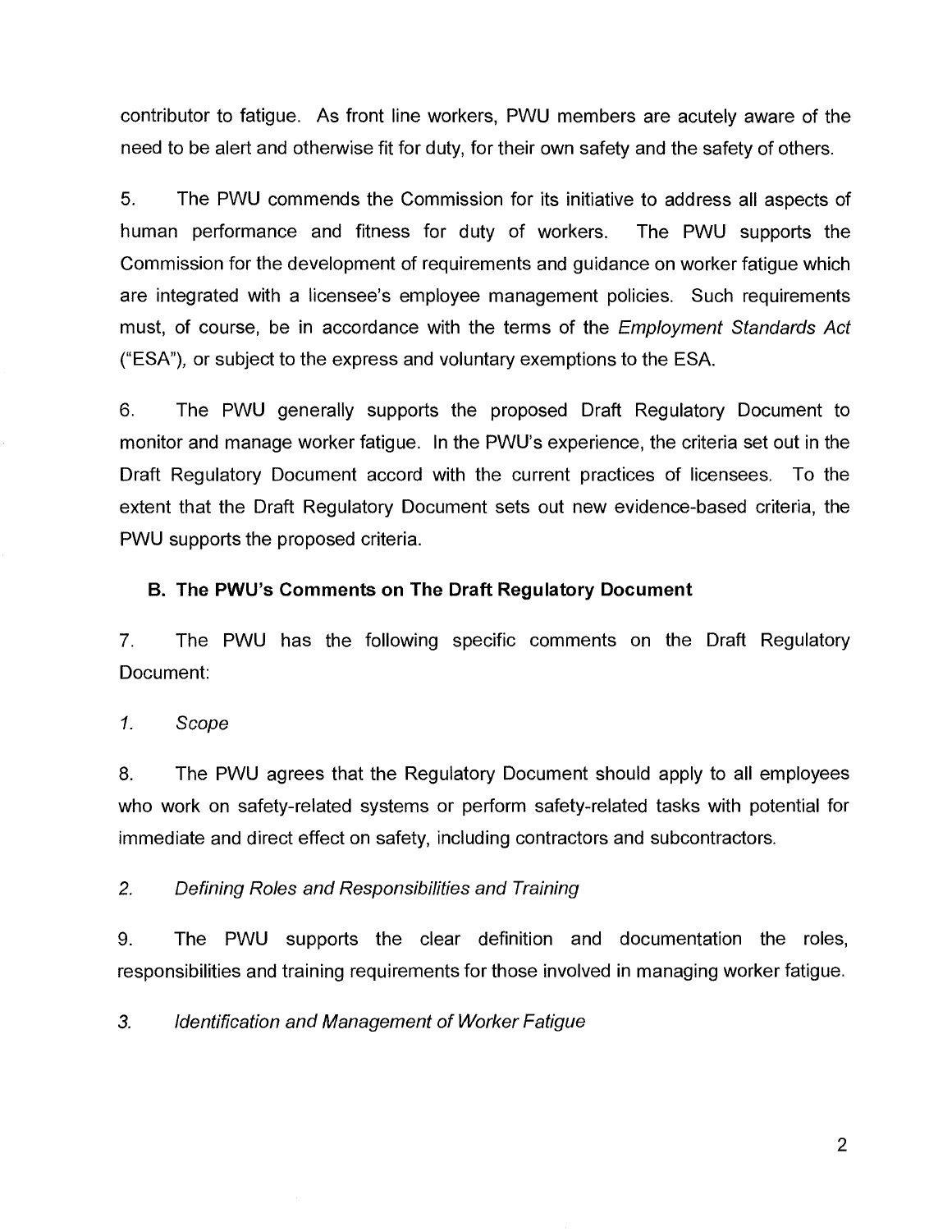contributor to fatigue. As front line workers, PWU members are acutely aware of the need to be alert and otherwise fit for duty, for their own safety and the safety of others.

5. The PWU commends the Commission for its initiative to address all aspects of human performance and fitness for duty of workers. The PWU supports the Commission for the development of requirements and guidance on worker fatigue which are integrated with a licensee's employee management policies. Such requirements must, of course, be in accordance with the terms of the *Employment Standards Act* ("ESA"), or subject to the express and voluntary exemptions to the ESA.

6. The PWU generally supports the proposed Draft Regulatory Document to monitor and manage worker fatigue. In the PWU's experience, the criteria set out in the Draft Regulatory Document accord with the current practices of licensees. To the extent that the Draft Regulatory Document sets out new evidence-based criteria, the PWU supports the proposed criteria.

### B. The PWU's Comments on The Draft Regulatory Document

7. The PWU has the following specific comments on the Draft Regulatory Document:

*1. Scope*

8. The PWU agrees that the Regulatory Document should apply to all employees who work on safety-related systems or perform safety-related tasks with potential for immediate and direct effect on safety, including contractors and subcontractors.

*2. Defining Roles and Responsibilities and Training*

9. The PWU supports the clear definition and documentation the roles, responsibilities and training requirements for those involved in managing worker fatigue.

*3. Identification and Management of Worker Fatigue*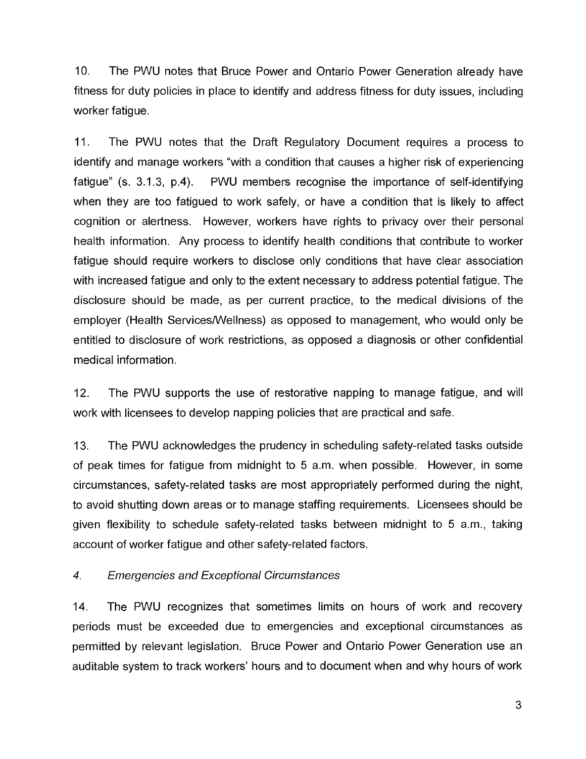10. The PWU notes that Bruce Power and Ontario Power Generation already have fitness for duty policies in place to identify and address fitness for duty issues, including worker fatigue.

11. The PWU notes that the Draft Regulatory Document requires a process to identify and manage workers "with a condition that causes a higher risk of experiencing fatigue" (s. 3.1.3, p.4). PWU members recognise the importance of self-identifying when they are too fatigued to work safely, or have a condition that is likely to affect cognition or alertness. However, workers have rights to privacy over their personal health information. Any process to identify health conditions that contribute to worker fatigue should require workers to disclose only conditions that have clear association with increased fatigue and only to the extent necessary to address potential fatigue. The disclosure should be made, as per current practice, to the medical divisions of the employer (Health Services/Wellness) as opposed to management, who would only be entitled to disclosure of work restrictions, as opposed a diagnosis or other confidential medical information.

12. The PWU supports the use of restorative napping to manage fatigue, and will work with licensees to develop napping policies that are practical and safe.

13. The PWU acknowledges the prudency in scheduling safety-related tasks outside of peak times for fatigue from midnight to 5 a.m. when possible. However, in some circumstances, safety-related tasks are most appropriately performed during the night, to avoid shutting down areas or to manage staffing requirements. Licensees should be given flexibility to schedule safety-related tasks between midnight to 5 a.m., taking account of worker fatigue and other safety-related factors.

*4. Emergencies and Exceptional Circumstances*

14. The PWU recognizes that sometimes limits on hours of work and recovery periods must be exceeded due to emergencies and exceptional circumstances as permitted by relevant legislation. Bruce Power and Ontario Power Generation use an auditable system to track workers' hours and to document when and why hours of work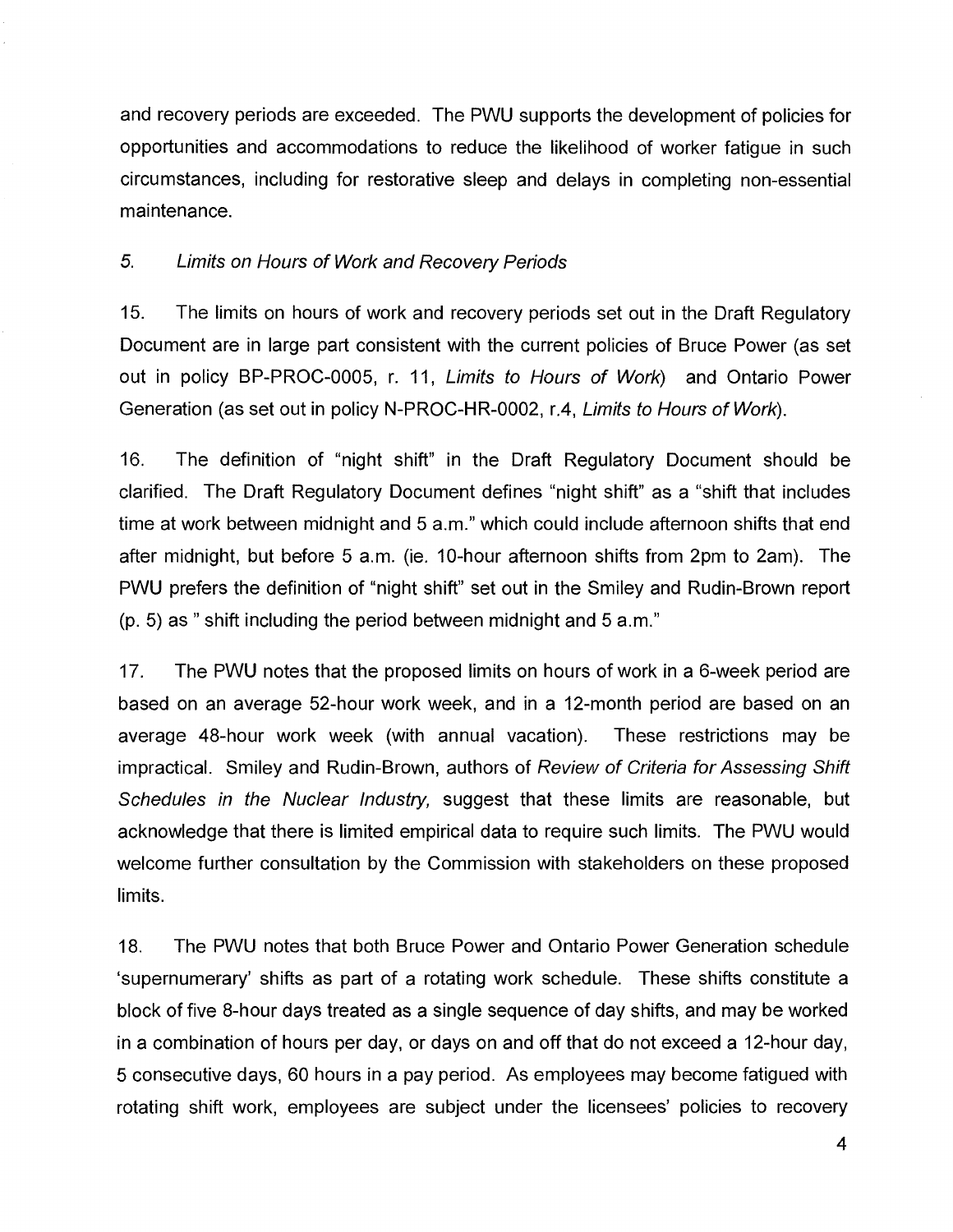and recovery periods are exceeded. The PWU supports the development of policies for opportunities and accommodations to reduce the likelihood of worker fatigue in such circumstances, including for restorative sleep and delays in completing non-essential maintenance.

### 5. *Limits on Hours of Work and Recovery Periods*

15. The limits on hours of work and recovery periods set out in the Draft Regulatory Document are in large part consistent with the current policies of Bruce Power (as set out in policy BP-PROC-0005, r. 11, *Limits to Hours of Work*) and Ontario Power Generation (as set out in policy N-PROC-HR-0002, r.4, *Limits to Hours of Work*).

16. The definition of "night shift" in the Draft Regulatory Document should be clarified. The Draft Regulatory Document defines "night shift" as a "shift that includes time at work between midnight and 5 a.m." which could include afternoon shifts that end after midnight, but before 5 a.m. (ie. 10-hour afternoon shifts from 2pm to 2am). The PWU prefers the definition of "night shift" set out in the Smiley and Rudin-Brown report (p. 5) as " shift including the period between midnight and 5 a.m."

17. The PWU notes that the proposed limits on hours of work in a 6-week period are based on an average 52-hour work week, and in a 12-month period are based on an average 48-hour work week (with annual vacation). These restrictions may be impractical. Smiley and Rudin-Brown, authors of *Review of Criteria for Assessing Shift Schedules in the Nuclear Industry,* suggest that these limits are reasonable, but acknowledge that there is limited empirical data to require such limits. The PWU would welcome further consultation by the Commission with stakeholders on these proposed limits.

18. The PWU notes that both Bruce Power and Ontario Power Generation schedule 'supernumerary' shifts as part of a rotating work schedule. These shifts constitute a block of five 8-hour days treated as a single sequence of day shifts, and may be worked in a combination of hours per day, or days on and off that do not exceed a 12-hour day, 5 consecutive days, 60 hours in a pay period. As employees may become fatigued with rotating shift work, employees are subject under the licensees' policies to recovery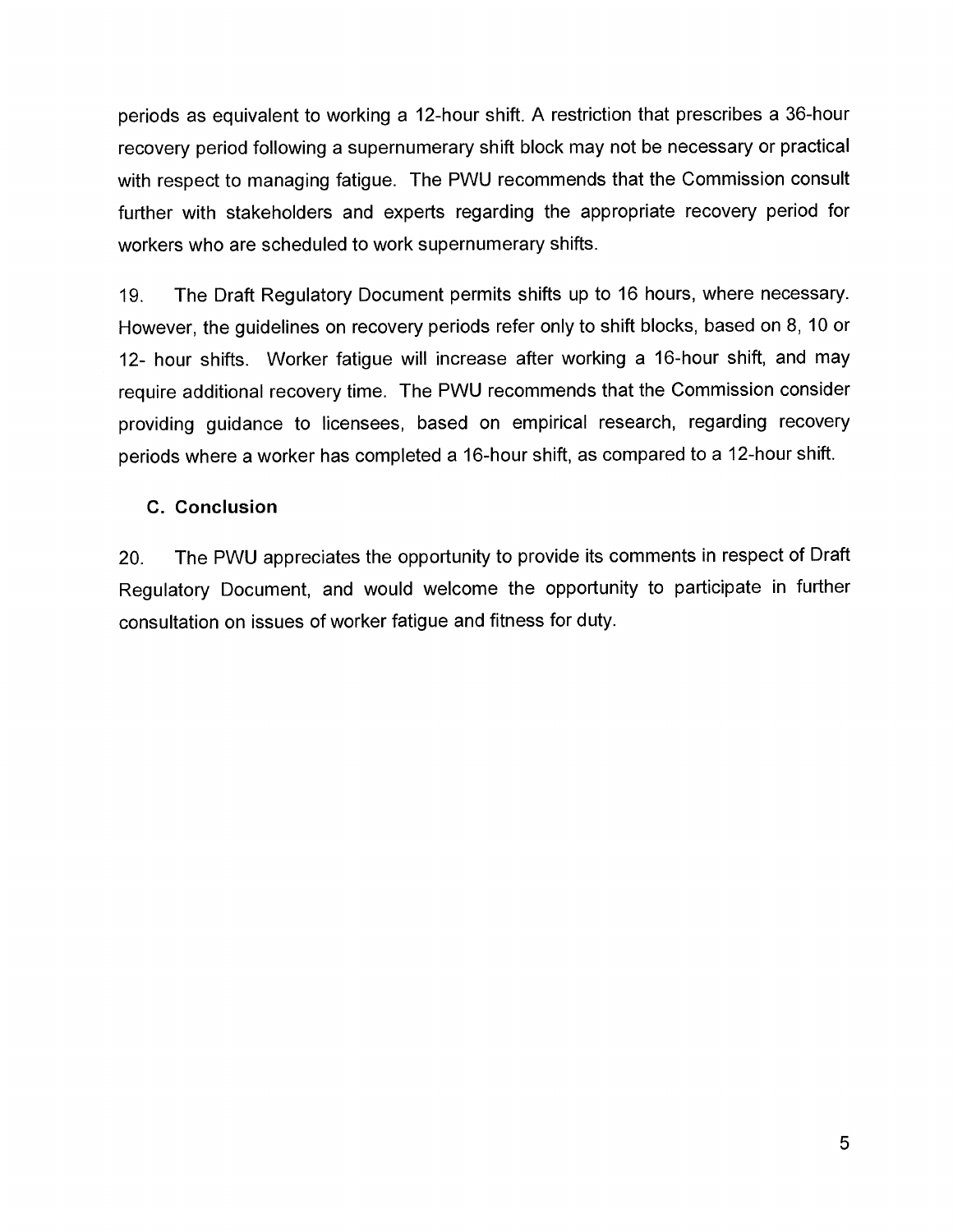periods as equivalent to working a 12-hour shift. A restriction that prescribes a 36-hour recovery period following a supernumerary shift block may not be necessary or practical with respect to managing fatigue. The PWU recommends that the Commission consult further with stakeholders and experts regarding the appropriate recovery period for workers who are scheduled to work supernumerary shifts.

19. The Draft Regulatory Document permits shifts up to 16 hours, where necessary. However, the guidelines on recovery periods refer only to shift blocks, based on 8, 10 or 12- hour shifts. Worker fatigue will increase after working a 16-hour shift, and may require additional recovery time. The PWU recommends that the Commission consider providing guidance to licensees, based on empirical research, regarding recovery periods where a worker has completed a 16-hour shift, as compared to a 12-hour shift.

### C. Conclusion

20. The PWU appreciates the opportunity to provide its comments in respect of Draft Regulatory Document, and would welcome the opportunity to participate in further consultation on issues of worker fatigue and fitness for duty.